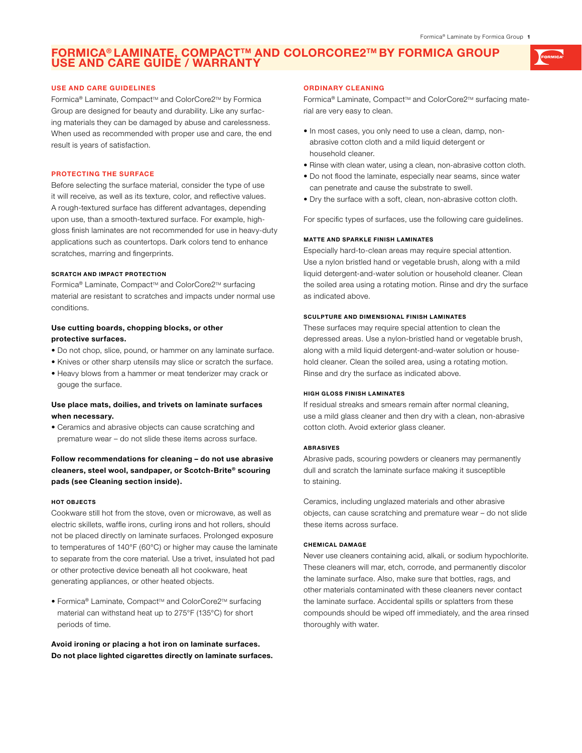# FORMICA® LAMINATE, COMPACT™ AND COLORCORE2™ BY FORMICA GROUP USE AND CARE GUIDE / WARRANTY

## USE AND CARE GUIDELINES

Formica® Laminate, Compact™ and ColorCore2™ by Formica Group are designed for beauty and durability. Like any surfacing materials they can be damaged by abuse and carelessness. When used as recommended with proper use and care, the end result is years of satisfaction.

## PROTECTING THE SURFACE

Before selecting the surface material, consider the type of use it will receive, as well as its texture, color, and reflective values. A rough-textured surface has different advantages, depending upon use, than a smooth-textured surface. For example, high-gloss finish laminates are not recommended for use in heavy-duty applications such as countertops. Dark colors tend to enhance scratches, marring and fingerprints.

### SCRATCH AND IMPACT PROTECTION

Formica® Laminate, Compact™ and ColorCore2™ surfacing material are resistant to scratches and impacts under normal use conditions.

**Use cutting boards, chopping blocks, or other protective surfaces.**

- Do not chop, slice, pound, or hammer on any laminate surface.
- Knives or other sharp utensils may slice or scratch the surface.
- Heavy blows from a hammer or meat tenderizer may crack or gouge the surface.

**Use place mats, doilies, and trivets on laminate surfaces when necessary.**

- Ceramics and abrasive objects can cause scratching and premature wear – do not slide these items across surface.

**Follow recommendations for cleaning – do not use abrasive cleaners, steel wool, sandpaper, or Scotch-Brite® scouring pads (see Cleaning section inside).**

### HOT OBJECTS

Cookware still hot from the stove, oven or microwave, as well as electric skillets, waffle irons, curling irons and hot rollers, should not be placed directly on laminate surfaces. Prolonged exposure to temperatures of 140°F (60°C) or higher may cause the laminate to separate from the core material. Use a trivet, insulated hot pad or other protective device beneath all hot cookware, heat generating appliances, or other heated objects.

- Formica® Laminate, Compact™ and ColorCore2™ surfacing material can withstand heat up to 275°F (135°C) for short periods of time.

**Avoid ironing or placing a hot iron on laminate surfaces.**
**Do not place lighted cigarettes directly on laminate surfaces.**

## ORDINARY CLEANING

Formica® Laminate, Compact™ and ColorCore2™ surfacing material are very easy to clean.

- In most cases, you only need to use a clean, damp, non-abrasive cotton cloth and a mild liquid detergent or household cleaner.
- Rinse with clean water, using a clean, non-abrasive cotton cloth.
- Do not flood the laminate, especially near seams, since water can penetrate and cause the substrate to swell.
- Dry the surface with a soft, clean, non-abrasive cotton cloth.

For specific types of surfaces, use the following care guidelines.

### MATTE AND SPARKLE FINISH LAMINATES

Especially hard-to-clean areas may require special attention. Use a nylon bristled hand or vegetable brush, along with a mild liquid detergent-and-water solution or household cleaner. Clean the soiled area using a rotating motion. Rinse and dry the surface as indicated above.

### SCULPTURE AND DIMENSIONAL FINISH LAMINATES

These surfaces may require special attention to clean the depressed areas. Use a nylon-bristled hand or vegetable brush, along with a mild liquid detergent-and-water solution or household cleaner. Clean the soiled area, using a rotating motion. Rinse and dry the surface as indicated above.

### HIGH GLOSS FINISH LAMINATES

If residual streaks and smears remain after normal cleaning, use a mild glass cleaner and then dry with a clean, non-abrasive cotton cloth. Avoid exterior glass cleaner.

### ABRASIVES

Abrasive pads, scouring powders or cleaners may permanently dull and scratch the laminate surface making it susceptible to staining.

Ceramics, including unglazed materials and other abrasive objects, can cause scratching and premature wear – do not slide these items across surface.

### CHEMICAL DAMAGE

Never use cleaners containing acid, alkali, or sodium hypochlorite. These cleaners will mar, etch, corrode, and permanently discolor the laminate surface. Also, make sure that bottles, rags, and other materials contaminated with these cleaners never contact the laminate surface. Accidental spills or splatters from these compounds should be wiped off immediately, and the area rinsed thoroughly with water.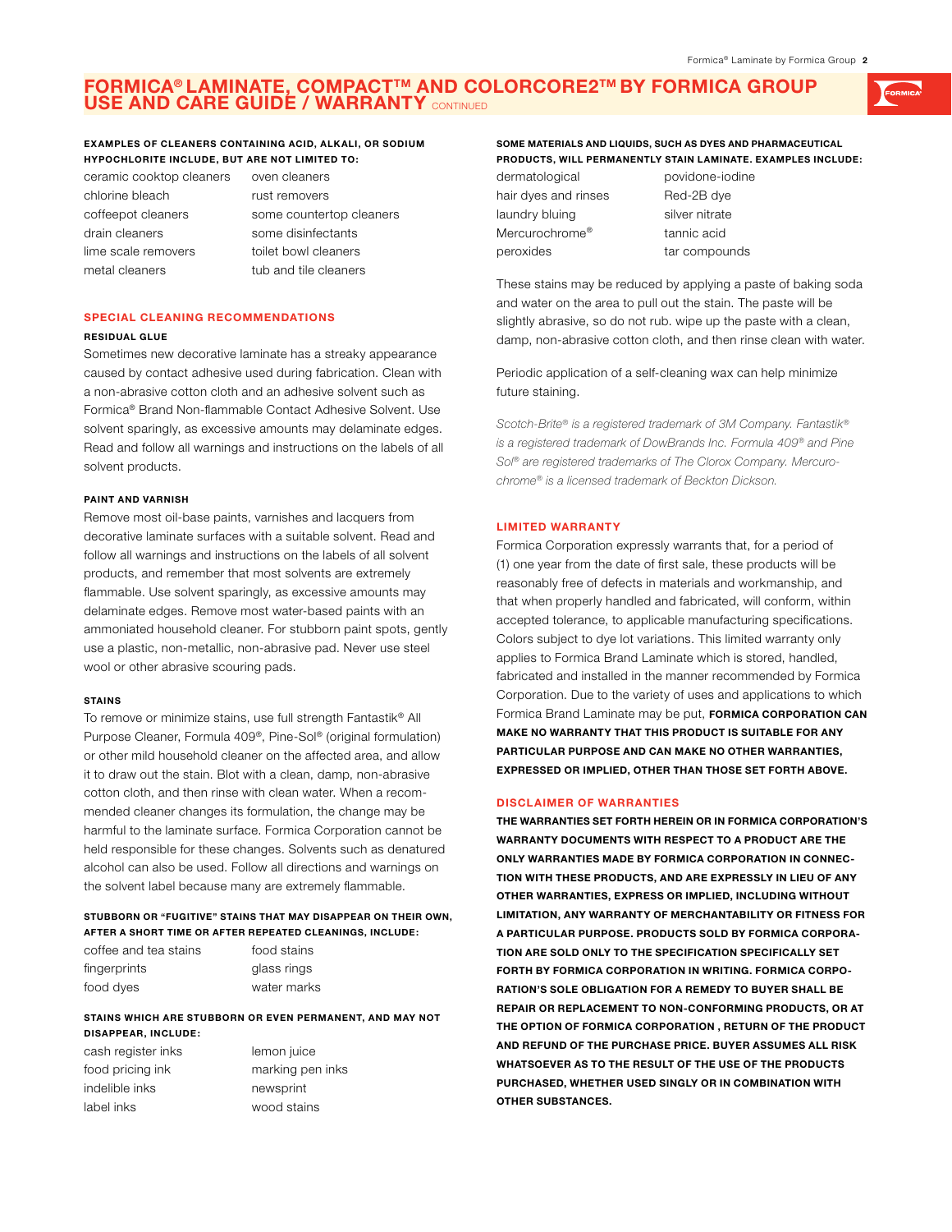# FORMICA® LAMINATE, COMPACT™ AND COLORCORE2™ BY FORMICA GROUP USE AND CARE GUIDE / WARRANTY CONTINUED

**EXAMPLES OF CLEANERS CONTAINING ACID, ALKALI, OR SODIUM HYPOCHLORITE INCLUDE, BUT ARE NOT LIMITED TO:**

| | |
|---|---|
| ceramic cooktop cleaners | oven cleaners |
| chlorine bleach | rust removers |
| coffeepot cleaners | some countertop cleaners |
| drain cleaners | some disinfectants |
| lime scale removers | toilet bowl cleaners |
| metal cleaners | tub and tile cleaners |

## SPECIAL CLEANING RECOMMENDATIONS

### RESIDUAL GLUE

Sometimes new decorative laminate has a streaky appearance caused by contact adhesive used during fabrication. Clean with a non-abrasive cotton cloth and an adhesive solvent such as Formica® Brand Non-flammable Contact Adhesive Solvent. Use solvent sparingly, as excessive amounts may delaminate edges. Read and follow all warnings and instructions on the labels of all solvent products.

### PAINT AND VARNISH

Remove most oil-base paints, varnishes and lacquers from decorative laminate surfaces with a suitable solvent. Read and follow all warnings and instructions on the labels of all solvent products, and remember that most solvents are extremely flammable. Use solvent sparingly, as excessive amounts may delaminate edges. Remove most water-based paints with an ammoniated household cleaner. For stubborn paint spots, gently use a plastic, non-metallic, non-abrasive pad. Never use steel wool or other abrasive scouring pads.

### STAINS

To remove or minimize stains, use full strength Fantastik® All Purpose Cleaner, Formula 409®, Pine-Sol® (original formulation) or other mild household cleaner on the affected area, and allow it to draw out the stain. Blot with a clean, damp, non-abrasive cotton cloth, and then rinse with clean water. When a recommended cleaner changes its formulation, the change may be harmful to the laminate surface. Formica Corporation cannot be held responsible for these changes. Solvents such as denatured alcohol can also be used. Follow all directions and warnings on the solvent label because many are extremely flammable.

**STUBBORN OR "FUGITIVE" STAINS THAT MAY DISAPPEAR ON THEIR OWN, AFTER A SHORT TIME OR AFTER REPEATED CLEANINGS, INCLUDE:**

| | |
|---|---|
| coffee and tea stains | food stains |
| fingerprints | glass rings |
| food dyes | water marks |

**STAINS WHICH ARE STUBBORN OR EVEN PERMANENT, AND MAY NOT DISAPPEAR, INCLUDE:**

| | |
|---|---|
| cash register inks | lemon juice |
| food pricing ink | marking pen inks |
| indelible inks | newsprint |
| label inks | wood stains |

**SOME MATERIALS AND LIQUIDS, SUCH AS DYES AND PHARMACEUTICAL PRODUCTS, WILL PERMANENTLY STAIN LAMINATE. EXAMPLES INCLUDE:**

| | |
|---|---|
| dermatological | povidone-iodine |
| hair dyes and rinses | Red-2B dye |
| laundry bluing | silver nitrate |
| Mercurochrome® | tannic acid |
| peroxides | tar compounds |

These stains may be reduced by applying a paste of baking soda and water on the area to pull out the stain. The paste will be slightly abrasive, so do not rub. wipe up the paste with a clean, damp, non-abrasive cotton cloth, and then rinse clean with water.

Periodic application of a self-cleaning wax can help minimize future staining.

*Scotch-Brite® is a registered trademark of 3M Company. Fantastik® is a registered trademark of DowBrands Inc. Formula 409® and Pine Sol® are registered trademarks of The Clorox Company. Mercurochrome® is a licensed trademark of Beckton Dickson.*

## LIMITED WARRANTY

Formica Corporation expressly warrants that, for a period of (1) one year from the date of first sale, these products will be reasonably free of defects in materials and workmanship, and that when properly handled and fabricated, will conform, within accepted tolerance, to applicable manufacturing specifications. Colors subject to dye lot variations. This limited warranty only applies to Formica Brand Laminate which is stored, handled, fabricated and installed in the manner recommended by Formica Corporation. Due to the variety of uses and applications to which Formica Brand Laminate may be put, **FORMICA CORPORATION CAN MAKE NO WARRANTY THAT THIS PRODUCT IS SUITABLE FOR ANY PARTICULAR PURPOSE AND CAN MAKE NO OTHER WARRANTIES, EXPRESSED OR IMPLIED, OTHER THAN THOSE SET FORTH ABOVE.**

## DISCLAIMER OF WARRANTIES

**THE WARRANTIES SET FORTH HEREIN OR IN FORMICA CORPORATION'S WARRANTY DOCUMENTS WITH RESPECT TO A PRODUCT ARE THE ONLY WARRANTIES MADE BY FORMICA CORPORATION IN CONNECTION WITH THESE PRODUCTS, AND ARE EXPRESSLY IN LIEU OF ANY OTHER WARRANTIES, EXPRESS OR IMPLIED, INCLUDING WITHOUT LIMITATION, ANY WARRANTY OF MERCHANTABILITY OR FITNESS FOR A PARTICULAR PURPOSE. PRODUCTS SOLD BY FORMICA CORPORATION ARE SOLD ONLY TO THE SPECIFICATION SPECIFICALLY SET FORTH BY FORMICA CORPORATION IN WRITING. FORMICA CORPORATION'S SOLE OBLIGATION FOR A REMEDY TO BUYER SHALL BE REPAIR OR REPLACEMENT TO NON-CONFORMING PRODUCTS, OR AT THE OPTION OF FORMICA CORPORATION , RETURN OF THE PRODUCT AND REFUND OF THE PURCHASE PRICE. BUYER ASSUMES ALL RISK WHATSOEVER AS TO THE RESULT OF THE USE OF THE PRODUCTS PURCHASED, WHETHER USED SINGLY OR IN COMBINATION WITH OTHER SUBSTANCES.**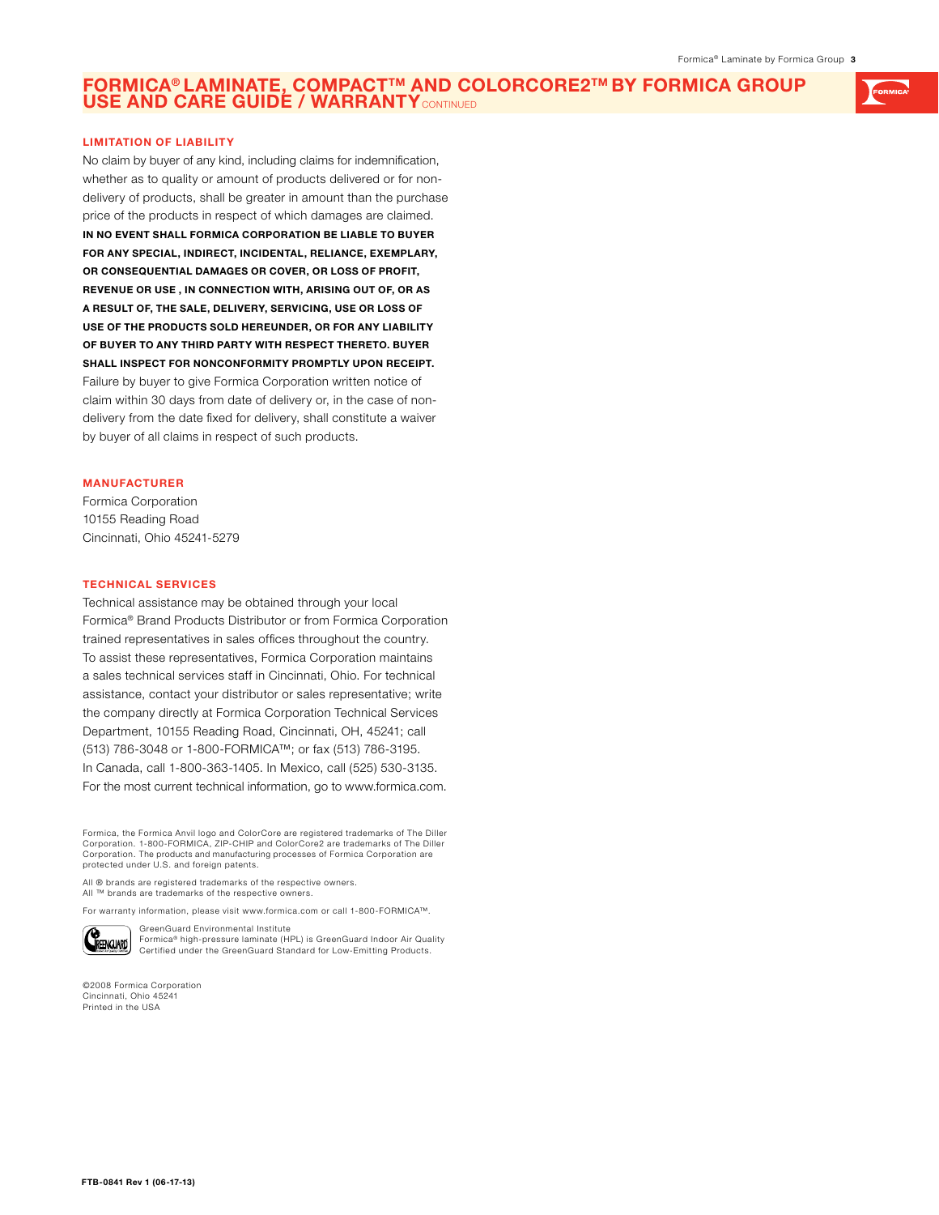# FORMICA® LAMINATE, COMPACT™ AND COLORCORE2™ BY FORMICA GROUP USE AND CARE GUIDE / WARRANTY CONTINUED

## LIMITATION OF LIABILITY

No claim by buyer of any kind, including claims for indemnification, whether as to quality or amount of products delivered or for non-delivery of products, shall be greater in amount than the purchase price of the products in respect of which damages are claimed. **IN NO EVENT SHALL FORMICA CORPORATION BE LIABLE TO BUYER FOR ANY SPECIAL, INDIRECT, INCIDENTAL, RELIANCE, EXEMPLARY, OR CONSEQUENTIAL DAMAGES OR COVER, OR LOSS OF PROFIT, REVENUE OR USE , IN CONNECTION WITH, ARISING OUT OF, OR AS A RESULT OF, THE SALE, DELIVERY, SERVICING, USE OR LOSS OF USE OF THE PRODUCTS SOLD HEREUNDER, OR FOR ANY LIABILITY OF BUYER TO ANY THIRD PARTY WITH RESPECT THERETO. BUYER SHALL INSPECT FOR NONCONFORMITY PROMPTLY UPON RECEIPT.** Failure by buyer to give Formica Corporation written notice of claim within 30 days from date of delivery or, in the case of non-delivery from the date fixed for delivery, shall constitute a waiver by buyer of all claims in respect of such products.

## MANUFACTURER

Formica Corporation
10155 Reading Road
Cincinnati, Ohio 45241-5279

## TECHNICAL SERVICES

Technical assistance may be obtained through your local Formica® Brand Products Distributor or from Formica Corporation trained representatives in sales offices throughout the country. To assist these representatives, Formica Corporation maintains a sales technical services staff in Cincinnati, Ohio. For technical assistance, contact your distributor or sales representative; write the company directly at Formica Corporation Technical Services Department, 10155 Reading Road, Cincinnati, OH, 45241; call (513) 786-3048 or 1-800-FORMICA™; or fax (513) 786-3195. In Canada, call 1-800-363-1405. In Mexico, call (525) 530-3135. For the most current technical information, go to www.formica.com.

Formica, the Formica Anvil logo and ColorCore are registered trademarks of The Diller Corporation. 1-800-FORMICA, ZIP-CHIP and ColorCore2 are trademarks of The Diller Corporation. The products and manufacturing processes of Formica Corporation are protected under U.S. and foreign patents.

All ® brands are registered trademarks of the respective owners.
All ™ brands are trademarks of the respective owners.

For warranty information, please visit www.formica.com or call 1-800-FORMICA™.

GreenGuard Environmental Institute
Formica® high-pressure laminate (HPL) is GreenGuard Indoor Air Quality Certified under the GreenGuard Standard for Low-Emitting Products.

©2008 Formica Corporation
Cincinnati, Ohio 45241
Printed in the USA

FTB-0841 Rev 1 (06-17-13)